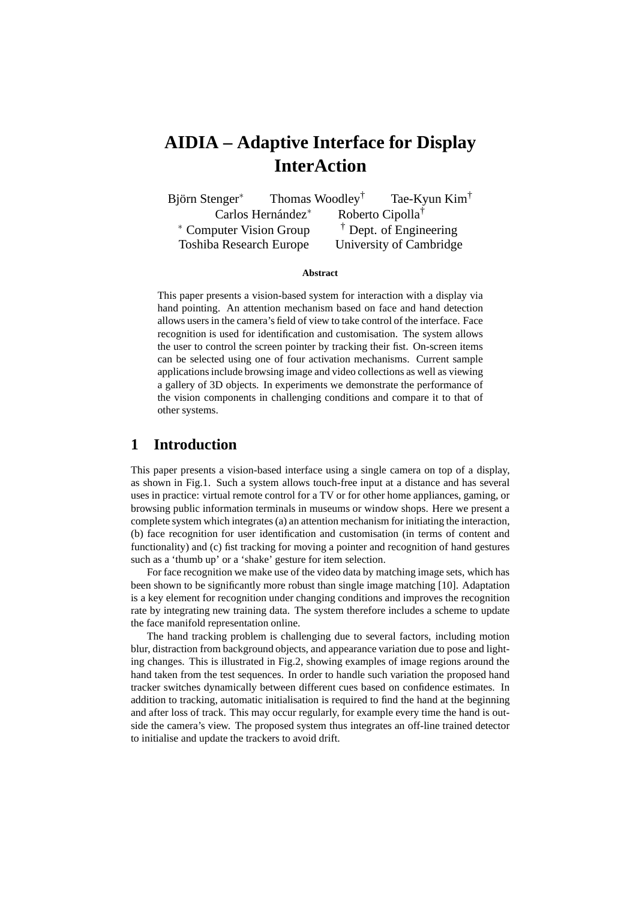# AIDIA – Adaptive Interface for Display InterAction

Björn Stenger* Thomas Woodley† Tae-Kyun Kim†
Carlos Hernández* Roberto Cipolla†
* Computer Vision Group † Dept. of Engineering
Toshiba Research Europe University of Cambridge

**Abstract**

This paper presents a vision-based system for interaction with a display via hand pointing. An attention mechanism based on face and hand detection allows users in the camera's field of view to take control of the interface. Face recognition is used for identification and customisation. The system allows the user to control the screen pointer by tracking their fist. On-screen items can be selected using one of four activation mechanisms. Current sample applications include browsing image and video collections as well as viewing a gallery of 3D objects. In experiments we demonstrate the performance of the vision components in challenging conditions and compare it to that of other systems.

## 1 Introduction

This paper presents a vision-based interface using a single camera on top of a display, as shown in Fig.1. Such a system allows touch-free input at a distance and has several uses in practice: virtual remote control for a TV or for other home appliances, gaming, or browsing public information terminals in museums or window shops. Here we present a complete system which integrates (a) an attention mechanism for initiating the interaction, (b) face recognition for user identification and customisation (in terms of content and functionality) and (c) fist tracking for moving a pointer and recognition of hand gestures such as a 'thumb up' or a 'shake' gesture for item selection.

For face recognition we make use of the video data by matching image sets, which has been shown to be significantly more robust than single image matching [10]. Adaptation is a key element for recognition under changing conditions and improves the recognition rate by integrating new training data. The system therefore includes a scheme to update the face manifold representation online.

The hand tracking problem is challenging due to several factors, including motion blur, distraction from background objects, and appearance variation due to pose and lighting changes. This is illustrated in Fig.2, showing examples of image regions around the hand taken from the test sequences. In order to handle such variation the proposed hand tracker switches dynamically between different cues based on confidence estimates. In addition to tracking, automatic initialisation is required to find the hand at the beginning and after loss of track. This may occur regularly, for example every time the hand is outside the camera's view. The proposed system thus integrates an off-line trained detector to initialise and update the trackers to avoid drift.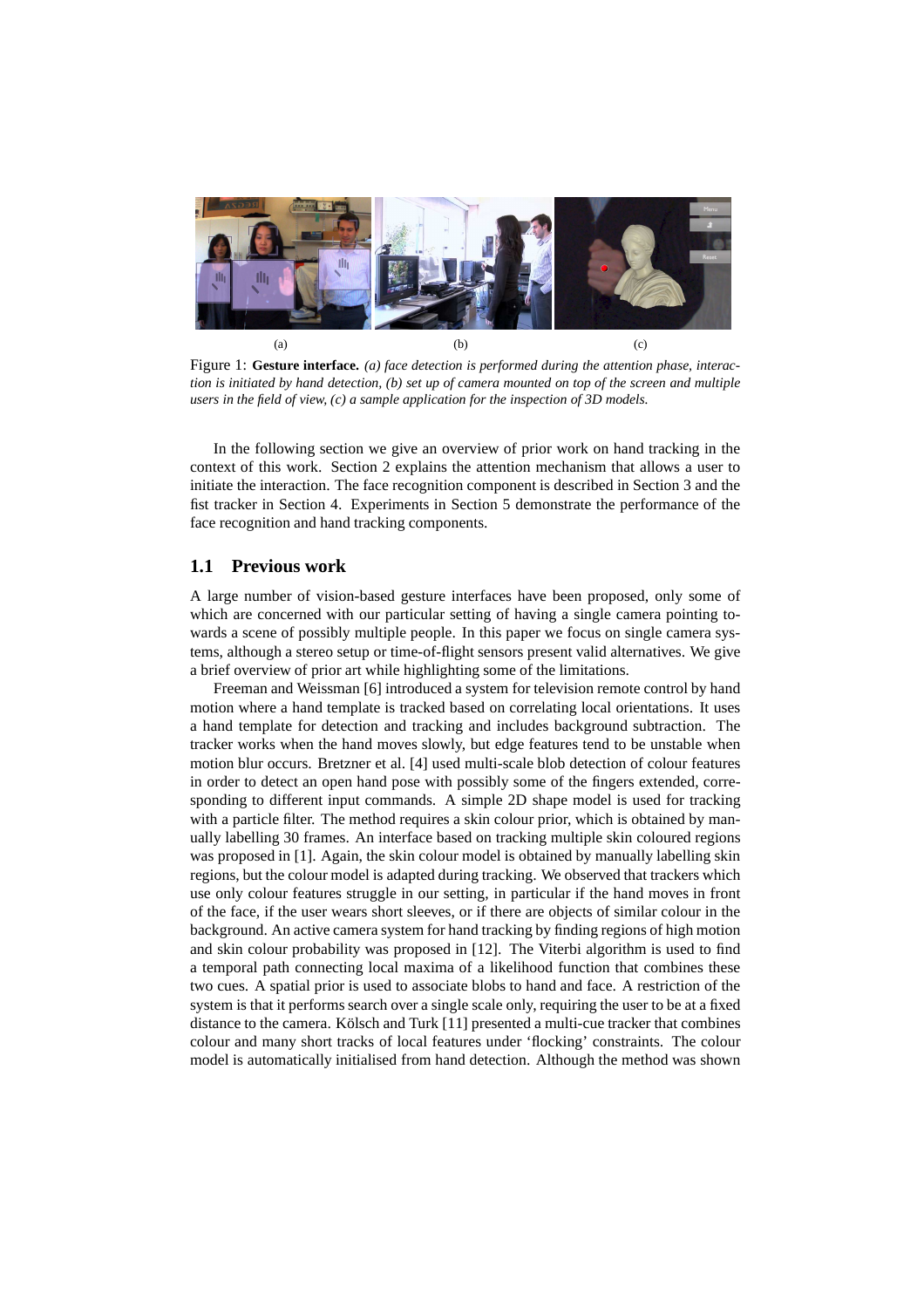(a) (b) (c)

Figure 1: **Gesture interface.** *(a) face detection is performed during the attention phase, interaction is initiated by hand detection, (b) set up of camera mounted on top of the screen and multiple users in the field of view, (c) a sample application for the inspection of 3D models.*

In the following section we give an overview of prior work on hand tracking in the context of this work. Section 2 explains the attention mechanism that allows a user to initiate the interaction. The face recognition component is described in Section 3 and the fist tracker in Section 4. Experiments in Section 5 demonstrate the performance of the face recognition and hand tracking components.

## 1.1 Previous work

A large number of vision-based gesture interfaces have been proposed, only some of which are concerned with our particular setting of having a single camera pointing towards a scene of possibly multiple people. In this paper we focus on single camera systems, although a stereo setup or time-of-flight sensors present valid alternatives. We give a brief overview of prior art while highlighting some of the limitations.

Freeman and Weissman [6] introduced a system for television remote control by hand motion where a hand template is tracked based on correlating local orientations. It uses a hand template for detection and tracking and includes background subtraction. The tracker works when the hand moves slowly, but edge features tend to be unstable when motion blur occurs. Bretzner et al. [4] used multi-scale blob detection of colour features in order to detect an open hand pose with possibly some of the fingers extended, corresponding to different input commands. A simple 2D shape model is used for tracking with a particle filter. The method requires a skin colour prior, which is obtained by manually labelling 30 frames. An interface based on tracking multiple skin coloured regions was proposed in [1]. Again, the skin colour model is obtained by manually labelling skin regions, but the colour model is adapted during tracking. We observed that trackers which use only colour features struggle in our setting, in particular if the hand moves in front of the face, if the user wears short sleeves, or if there are objects of similar colour in the background. An active camera system for hand tracking by finding regions of high motion and skin colour probability was proposed in [12]. The Viterbi algorithm is used to find a temporal path connecting local maxima of a likelihood function that combines these two cues. A spatial prior is used to associate blobs to hand and face. A restriction of the system is that it performs search over a single scale only, requiring the user to be at a fixed distance to the camera. Kölsch and Turk [11] presented a multi-cue tracker that combines colour and many short tracks of local features under 'flocking' constraints. The colour model is automatically initialised from hand detection. Although the method was shown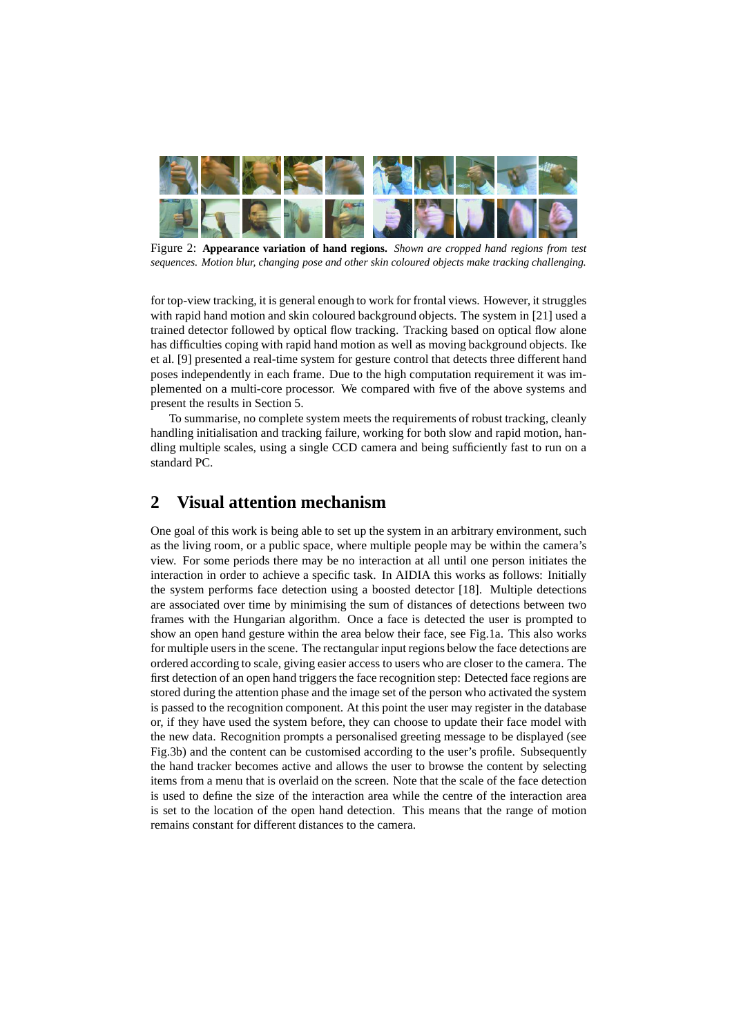Figure 2: **Appearance variation of hand regions.** *Shown are cropped hand regions from test sequences. Motion blur, changing pose and other skin coloured objects make tracking challenging.*

for top-view tracking, it is general enough to work for frontal views. However, it struggles with rapid hand motion and skin coloured background objects. The system in [21] used a trained detector followed by optical flow tracking. Tracking based on optical flow alone has difficulties coping with rapid hand motion as well as moving background objects. Ike et al. [9] presented a real-time system for gesture control that detects three different hand poses independently in each frame. Due to the high computation requirement it was implemented on a multi-core processor. We compared with five of the above systems and present the results in Section 5.

To summarise, no complete system meets the requirements of robust tracking, cleanly handling initialisation and tracking failure, working for both slow and rapid motion, handling multiple scales, using a single CCD camera and being sufficiently fast to run on a standard PC.

## 2 Visual attention mechanism

One goal of this work is being able to set up the system in an arbitrary environment, such as the living room, or a public space, where multiple people may be within the camera's view. For some periods there may be no interaction at all until one person initiates the interaction in order to achieve a specific task. In AIDIA this works as follows: Initially the system performs face detection using a boosted detector [18]. Multiple detections are associated over time by minimising the sum of distances of detections between two frames with the Hungarian algorithm. Once a face is detected the user is prompted to show an open hand gesture within the area below their face, see Fig.1a. This also works for multiple users in the scene. The rectangular input regions below the face detections are ordered according to scale, giving easier access to users who are closer to the camera. The first detection of an open hand triggers the face recognition step: Detected face regions are stored during the attention phase and the image set of the person who activated the system is passed to the recognition component. At this point the user may register in the database or, if they have used the system before, they can choose to update their face model with the new data. Recognition prompts a personalised greeting message to be displayed (see Fig.3b) and the content can be customised according to the user's profile. Subsequently the hand tracker becomes active and allows the user to browse the content by selecting items from a menu that is overlaid on the screen. Note that the scale of the face detection is used to define the size of the interaction area while the centre of the interaction area is set to the location of the open hand detection. This means that the range of motion remains constant for different distances to the camera.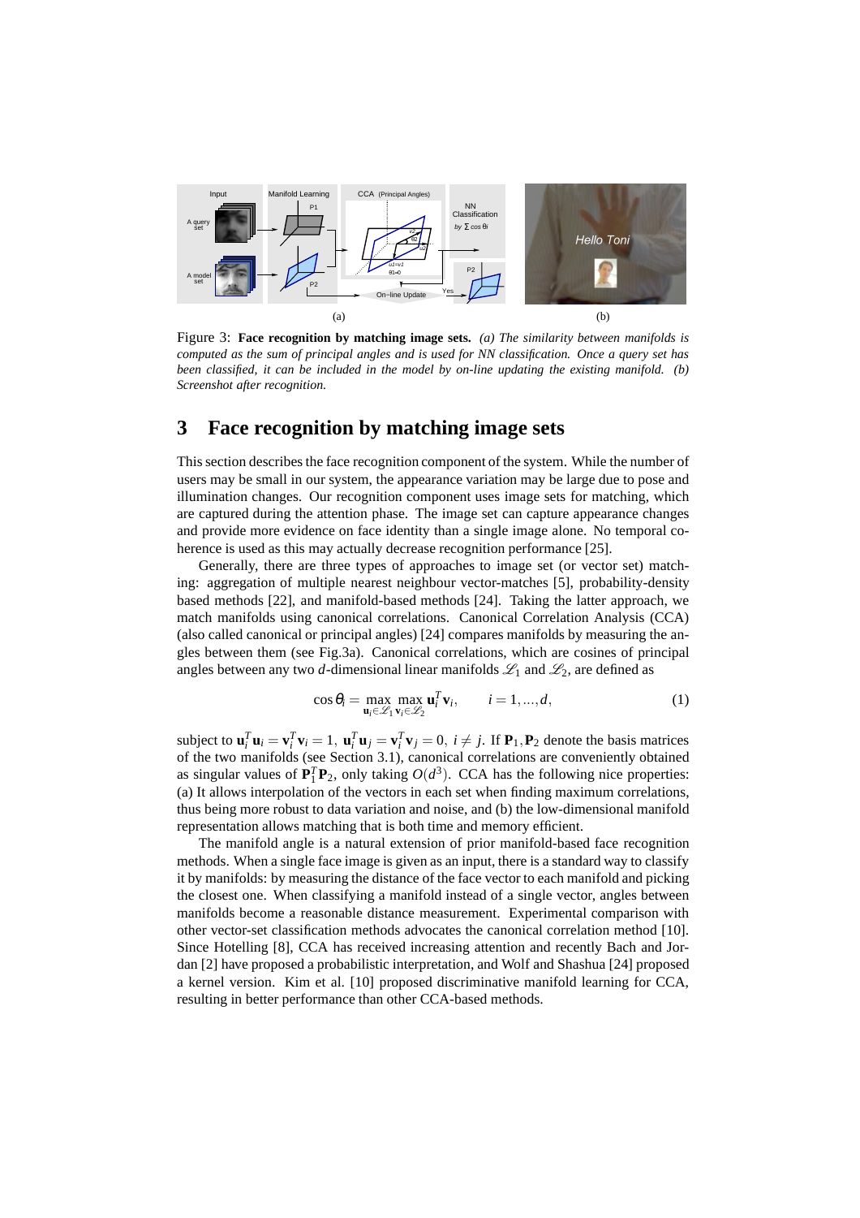Figure 3: **Face recognition by matching image sets.** *(a) The similarity between manifolds is computed as the sum of principal angles and is used for NN classification. Once a query set has been classified, it can be included in the model by on-line updating the existing manifold. (b) Screenshot after recognition.*

## 3 Face recognition by matching image sets

This section describes the face recognition component of the system. While the number of users may be small in our system, the appearance variation may be large due to pose and illumination changes. Our recognition component uses image sets for matching, which are captured during the attention phase. The image set can capture appearance changes and provide more evidence on face identity than a single image alone. No temporal coherence is used as this may actually decrease recognition performance [25].

Generally, there are three types of approaches to image set (or vector set) matching: aggregation of multiple nearest neighbour vector-matches [5], probability-density based methods [22], and manifold-based methods [24]. Taking the latter approach, we match manifolds using canonical correlations. Canonical Correlation Analysis (CCA) (also called canonical or principal angles) [24] compares manifolds by measuring the angles between them (see Fig.3a). Canonical correlations, which are cosines of principal angles between any two $d$-dimensional linear manifolds $\mathscr{L}_1$ and $\mathscr{L}_2$, are defined as

$$\cos\theta_i = \max_{\mathbf{u}_i \in \mathscr{L}_1} \max_{\mathbf{v}_i \in \mathscr{L}_2} \mathbf{u}_i^T \mathbf{v}_i, \qquad i = 1, ..., d, \tag{1}$$

subject to $\mathbf{u}_i^T \mathbf{u}_i = \mathbf{v}_i^T \mathbf{v}_i = 1,\ \mathbf{u}_i^T \mathbf{u}_j = \mathbf{v}_i^T \mathbf{v}_j = 0,\ i \neq j$. If $\mathbf{P}_1, \mathbf{P}_2$ denote the basis matrices of the two manifolds (see Section 3.1), canonical correlations are conveniently obtained as singular values of $\mathbf{P}_1^T \mathbf{P}_2$, only taking $O(d^3)$. CCA has the following nice properties: (a) It allows interpolation of the vectors in each set when finding maximum correlations, thus being more robust to data variation and noise, and (b) the low-dimensional manifold representation allows matching that is both time and memory efficient.

The manifold angle is a natural extension of prior manifold-based face recognition methods. When a single face image is given as an input, there is a standard way to classify it by manifolds: by measuring the distance of the face vector to each manifold and picking the closest one. When classifying a manifold instead of a single vector, angles between manifolds become a reasonable distance measurement. Experimental comparison with other vector-set classification methods advocates the canonical correlation method [10]. Since Hotelling [8], CCA has received increasing attention and recently Bach and Jordan [2] have proposed a probabilistic interpretation, and Wolf and Shashua [24] proposed a kernel version. Kim et al. [10] proposed discriminative manifold learning for CCA, resulting in better performance than other CCA-based methods.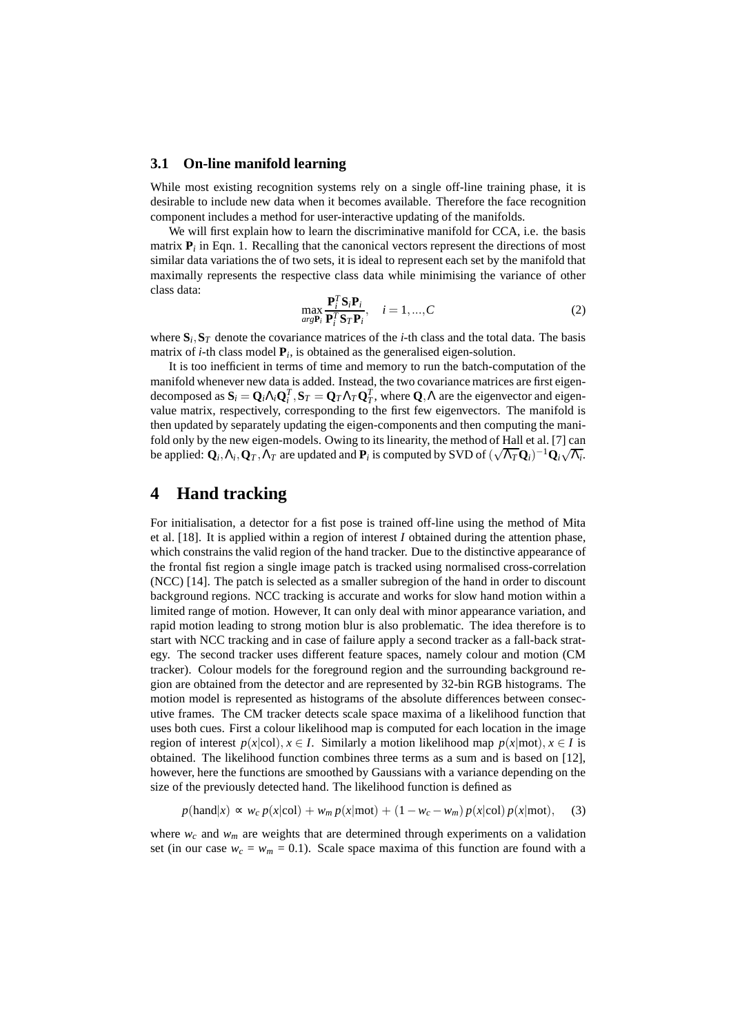### 3.1 On-line manifold learning

While most existing recognition systems rely on a single off-line training phase, it is desirable to include new data when it becomes available. Therefore the face recognition component includes a method for user-interactive updating of the manifolds.

We will first explain how to learn the discriminative manifold for CCA, i.e. the basis matrix $\mathbf{P}_i$ in Eqn. 1. Recalling that the canonical vectors represent the directions of most similar data variations the of two sets, it is ideal to represent each set by the manifold that maximally represents the respective class data while minimising the variance of other class data:

$$\max_{arg\mathbf{P}_i} \frac{\mathbf{P}_i^T \mathbf{S}_i \mathbf{P}_i}{\mathbf{P}_i^T \mathbf{S}_T \mathbf{P}_i}, \quad i = 1, ..., C \tag{2}$$

where $\mathbf{S}_i, \mathbf{S}_T$ denote the covariance matrices of the $i$-th class and the total data. The basis matrix of $i$-th class model $\mathbf{P}_i$, is obtained as the generalised eigen-solution.

It is too inefficient in terms of time and memory to run the batch-computation of the manifold whenever new data is added. Instead, the two covariance matrices are first eigen-decomposed as $\mathbf{S}_i = \mathbf{Q}_i \Lambda_i \mathbf{Q}_i^T, \mathbf{S}_T = \mathbf{Q}_T \Lambda_T \mathbf{Q}_T^T$, where $\mathbf{Q}, \Lambda$ are the eigenvector and eigenvalue matrix, respectively, corresponding to the first few eigenvectors. The manifold is then updated by separately updating the eigen-components and then computing the manifold only by the new eigen-models. Owing to its linearity, the method of Hall et al. [7] can be applied: $\mathbf{Q}_i, \Lambda_i, \mathbf{Q}_T, \Lambda_T$ are updated and $\mathbf{P}_i$ is computed by SVD of $(\sqrt{\Lambda_T}\mathbf{Q}_i)^{-1}\mathbf{Q}_i\sqrt{\Lambda_i}$.

# 4 Hand tracking

For initialisation, a detector for a fist pose is trained off-line using the method of Mita et al. [18]. It is applied within a region of interest $I$ obtained during the attention phase, which constrains the valid region of the hand tracker. Due to the distinctive appearance of the frontal fist region a single image patch is tracked using normalised cross-correlation (NCC) [14]. The patch is selected as a smaller subregion of the hand in order to discount background regions. NCC tracking is accurate and works for slow hand motion within a limited range of motion. However, It can only deal with minor appearance variation, and rapid motion leading to strong motion blur is also problematic. The idea therefore is to start with NCC tracking and in case of failure apply a second tracker as a fall-back strategy. The second tracker uses different feature spaces, namely colour and motion (CM tracker). Colour models for the foreground region and the surrounding background region are obtained from the detector and are represented by 32-bin RGB histograms. The motion model is represented as histograms of the absolute differences between consecutive frames. The CM tracker detects scale space maxima of a likelihood function that uses both cues. First a colour likelihood map is computed for each location in the image region of interest $p(x|\text{col}), x \in I$. Similarly a motion likelihood map $p(x|\text{mot}), x \in I$ is obtained. The likelihood function combines three terms as a sum and is based on [12], however, here the functions are smoothed by Gaussians with a variance depending on the size of the previously detected hand. The likelihood function is defined as

$$p(\text{hand}|x) \propto w_c\, p(x|\text{col}) + w_m\, p(x|\text{mot}) + (1 - w_c - w_m)\, p(x|\text{col})\, p(x|\text{mot}), \tag{3}$$

where $w_c$ and $w_m$ are weights that are determined through experiments on a validation set (in our case $w_c = w_m = 0.1$). Scale space maxima of this function are found with a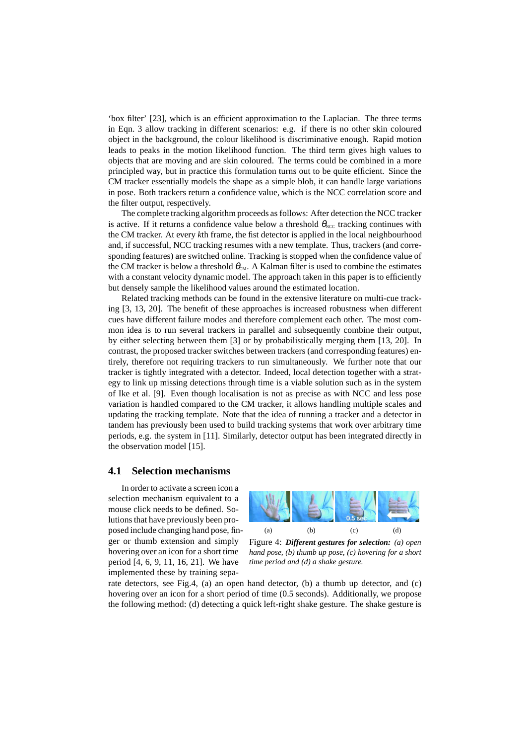'box filter' [23], which is an efficient approximation to the Laplacian. The three terms in Eqn. 3 allow tracking in different scenarios: e.g. if there is no other skin coloured object in the background, the colour likelihood is discriminative enough. Rapid motion leads to peaks in the motion likelihood function. The third term gives high values to objects that are moving and are skin coloured. The terms could be combined in a more principled way, but in practice this formulation turns out to be quite efficient. Since the CM tracker essentially models the shape as a simple blob, it can handle large variations in pose. Both trackers return a confidence value, which is the NCC correlation score and the filter output, respectively.

The complete tracking algorithm proceeds as follows: After detection the NCC tracker is active. If it returns a confidence value below a threshold $\theta_{NCC}$ tracking continues with the CM tracker. At every $k$th frame, the fist detector is applied in the local neighbourhood and, if successful, NCC tracking resumes with a new template. Thus, trackers (and corresponding features) are switched online. Tracking is stopped when the confidence value of the CM tracker is below a threshold $\theta_{CM}$. A Kalman filter is used to combine the estimates with a constant velocity dynamic model. The approach taken in this paper is to efficiently but densely sample the likelihood values around the estimated location.

Related tracking methods can be found in the extensive literature on multi-cue tracking [3, 13, 20]. The benefit of these approaches is increased robustness when different cues have different failure modes and therefore complement each other. The most common idea is to run several trackers in parallel and subsequently combine their output, by either selecting between them [3] or by probabilistically merging them [13, 20]. In contrast, the proposed tracker switches between trackers (and corresponding features) entirely, therefore not requiring trackers to run simultaneously. We further note that our tracker is tightly integrated with a detector. Indeed, local detection together with a strategy to link up missing detections through time is a viable solution such as in the system of Ike et al. [9]. Even though localisation is not as precise as with NCC and less pose variation is handled compared to the CM tracker, it allows handling multiple scales and updating the tracking template. Note that the idea of running a tracker and a detector in tandem has previously been used to build tracking systems that work over arbitrary time periods, e.g. the system in [11]. Similarly, detector output has been integrated directly in the observation model [15].

## 4.1 Selection mechanisms

In order to activate a screen icon a selection mechanism equivalent to a mouse click needs to be defined. Solutions that have previously been proposed include changing hand pose, finger or thumb extension and simply hovering over an icon for a short time period [4, 6, 9, 11, 16, 21]. We have implemented these by training separate detectors, see Fig.4, (a) an open hand detector, (b) a thumb up detector, and (c) hovering over an icon for a short period of time (0.5 seconds). Additionally, we propose the following method: (d) detecting a quick left-right shake gesture. The shake gesture is

(a) (b) (c) (d)

Figure 4: ***Different gestures for selection:*** *(a) open hand pose, (b) thumb up pose, (c) hovering for a short time period and (d) a shake gesture.*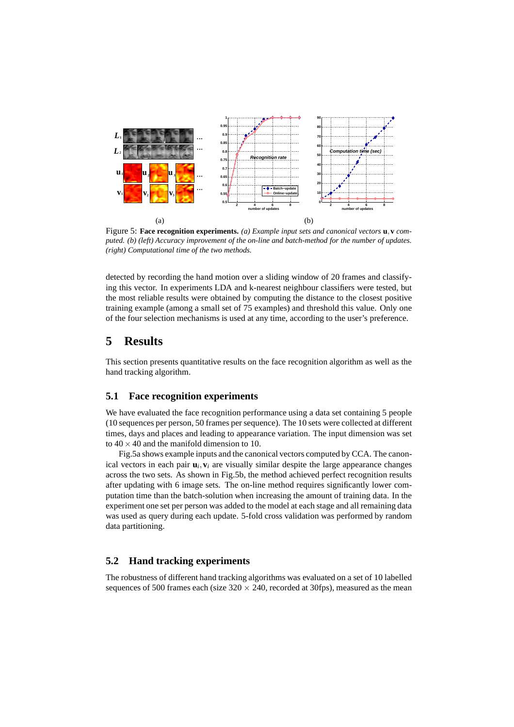(a) (b)

Figure 5: **Face recognition experiments.** *(a) Example input sets and canonical vectors* $\mathbf{u}, \mathbf{v}$ *computed. (b) (left) Accuracy improvement of the on-line and batch-method for the number of updates. (right) Computational time of the two methods.*

detected by recording the hand motion over a sliding window of 20 frames and classifying this vector. In experiments LDA and k-nearest neighbour classifiers were tested, but the most reliable results were obtained by computing the distance to the closest positive training example (among a small set of 75 examples) and threshold this value. Only one of the four selection mechanisms is used at any time, according to the user's preference.

# 5 Results

This section presents quantitative results on the face recognition algorithm as well as the hand tracking algorithm.

## 5.1 Face recognition experiments

We have evaluated the face recognition performance using a data set containing 5 people (10 sequences per person, 50 frames per sequence). The 10 sets were collected at different times, days and places and leading to appearance variation. The input dimension was set to $40 \times 40$ and the manifold dimension to 10.

Fig.5a shows example inputs and the canonical vectors computed by CCA. The canonical vectors in each pair $\mathbf{u}_i, \mathbf{v}_i$ are visually similar despite the large appearance changes across the two sets. As shown in Fig.5b, the method achieved perfect recognition results after updating with 6 image sets. The on-line method requires significantly lower computation time than the batch-solution when increasing the amount of training data. In the experiment one set per person was added to the model at each stage and all remaining data was used as query during each update. 5-fold cross validation was performed by random data partitioning.

## 5.2 Hand tracking experiments

The robustness of different hand tracking algorithms was evaluated on a set of 10 labelled sequences of 500 frames each (size $320 \times 240$, recorded at 30fps), measured as the mean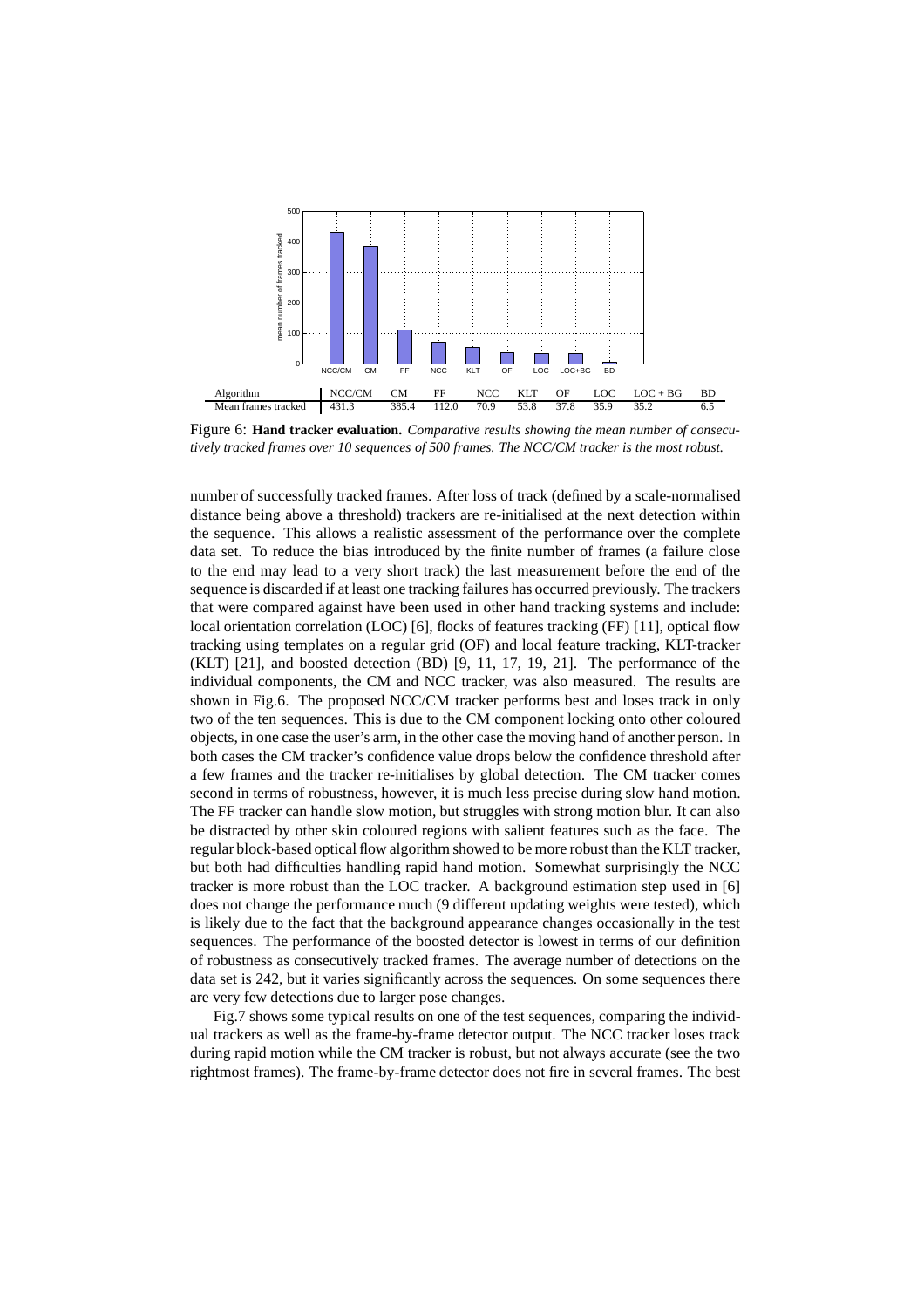| Algorithm | NCC/CM | CM | FF | NCC | KLT | OF | LOC | LOC + BG | BD |
|---|---|---|---|---|---|---|---|---|---|
| Mean frames tracked | 431.3 | 385.4 | 112.0 | 70.9 | 53.8 | 37.8 | 35.9 | 35.2 | 6.5 |

Figure 6: **Hand tracker evaluation.** *Comparative results showing the mean number of consecutively tracked frames over 10 sequences of 500 frames. The NCC/CM tracker is the most robust.*

number of successfully tracked frames. After loss of track (defined by a scale-normalised distance being above a threshold) trackers are re-initialised at the next detection within the sequence. This allows a realistic assessment of the performance over the complete data set. To reduce the bias introduced by the finite number of frames (a failure close to the end may lead to a very short track) the last measurement before the end of the sequence is discarded if at least one tracking failures has occurred previously. The trackers that were compared against have been used in other hand tracking systems and include: local orientation correlation (LOC) [6], flocks of features tracking (FF) [11], optical flow tracking using templates on a regular grid (OF) and local feature tracking, KLT-tracker (KLT) [21], and boosted detection (BD) [9, 11, 17, 19, 21]. The performance of the individual components, the CM and NCC tracker, was also measured. The results are shown in Fig.6. The proposed NCC/CM tracker performs best and loses track in only two of the ten sequences. This is due to the CM component locking onto other coloured objects, in one case the user's arm, in the other case the moving hand of another person. In both cases the CM tracker's confidence value drops below the confidence threshold after a few frames and the tracker re-initialises by global detection. The CM tracker comes second in terms of robustness, however, it is much less precise during slow hand motion. The FF tracker can handle slow motion, but struggles with strong motion blur. It can also be distracted by other skin coloured regions with salient features such as the face. The regular block-based optical flow algorithm showed to be more robust than the KLT tracker, but both had difficulties handling rapid hand motion. Somewhat surprisingly the NCC tracker is more robust than the LOC tracker. A background estimation step used in [6] does not change the performance much (9 different updating weights were tested), which is likely due to the fact that the background appearance changes occasionally in the test sequences. The performance of the boosted detector is lowest in terms of our definition of robustness as consecutively tracked frames. The average number of detections on the data set is 242, but it varies significantly across the sequences. On some sequences there are very few detections due to larger pose changes.

Fig.7 shows some typical results on one of the test sequences, comparing the individual trackers as well as the frame-by-frame detector output. The NCC tracker loses track during rapid motion while the CM tracker is robust, but not always accurate (see the two rightmost frames). The frame-by-frame detector does not fire in several frames. The best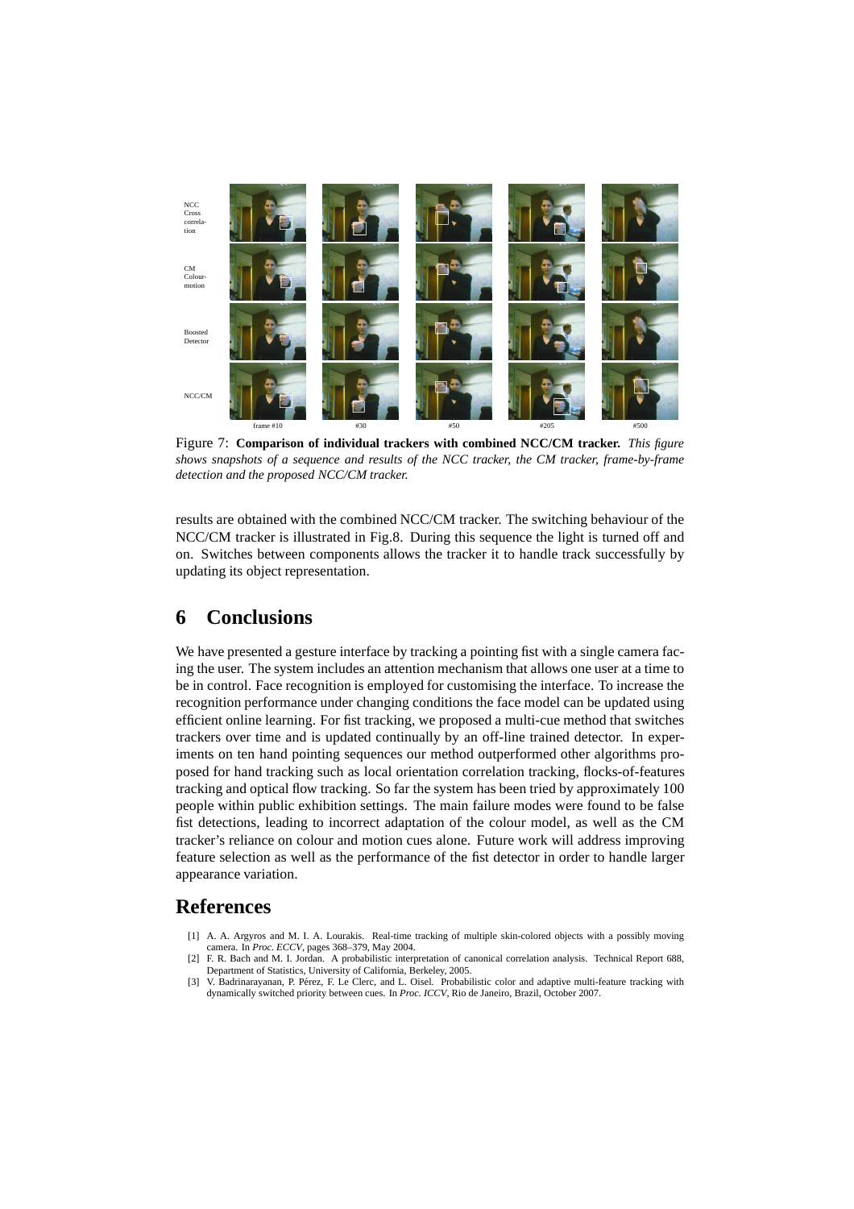Figure 7: **Comparison of individual trackers with combined NCC/CM tracker.** *This figure shows snapshots of a sequence and results of the NCC tracker, the CM tracker, frame-by-frame detection and the proposed NCC/CM tracker.*

results are obtained with the combined NCC/CM tracker. The switching behaviour of the NCC/CM tracker is illustrated in Fig.8. During this sequence the light is turned off and on. Switches between components allows the tracker it to handle track successfully by updating its object representation.

# 6 Conclusions

We have presented a gesture interface by tracking a pointing fist with a single camera facing the user. The system includes an attention mechanism that allows one user at a time to be in control. Face recognition is employed for customising the interface. To increase the recognition performance under changing conditions the face model can be updated using efficient online learning. For fist tracking, we proposed a multi-cue method that switches trackers over time and is updated continually by an off-line trained detector. In experiments on ten hand pointing sequences our method outperformed other algorithms proposed for hand tracking such as local orientation correlation tracking, flocks-of-features tracking and optical flow tracking. So far the system has been tried by approximately 100 people within public exhibition settings. The main failure modes were found to be false fist detections, leading to incorrect adaptation of the colour model, as well as the CM tracker's reliance on colour and motion cues alone. Future work will address improving feature selection as well as the performance of the fist detector in order to handle larger appearance variation.

# References

[1] A. A. Argyros and M. I. A. Lourakis. Real-time tracking of multiple skin-colored objects with a possibly moving camera. In *Proc. ECCV*, pages 368–379, May 2004.

[2] F. R. Bach and M. I. Jordan. A probabilistic interpretation of canonical correlation analysis. Technical Report 688, Department of Statistics, University of California, Berkeley, 2005.

[3] V. Badrinarayanan, P. Pérez, F. Le Clerc, and L. Oisel. Probabilistic color and adaptive multi-feature tracking with dynamically switched priority between cues. In *Proc. ICCV*, Rio de Janeiro, Brazil, October 2007.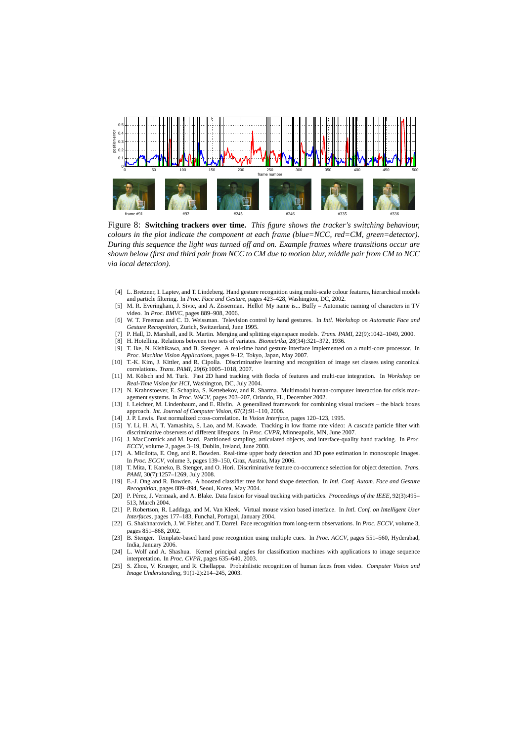position error

0.5
0.4
0.3
0.2
0.1
0

0 50 100 150 200 250 300 350 400 450 500

frame number

frame #91 #92 #245 #246 #335 #336

Figure 8: **Switching trackers over time.** *This figure shows the tracker's switching behaviour, colours in the plot indicate the component at each frame (blue=NCC, red=CM, green=detector). During this sequence the light was turned off and on. Example frames where transitions occur are shown below (first and third pair from NCC to CM due to motion blur, middle pair from CM to NCC via local detection).*

[4] L. Bretzner, I. Laptev, and T. Lindeberg. Hand gesture recognition using multi-scale colour features, hierarchical models and particle filtering. In *Proc. Face and Gesture*, pages 423–428, Washington, DC, 2002.

[5] M. R. Everingham, J. Sivic, and A. Zisserman. Hello! My name is... Buffy – Automatic naming of characters in TV video. In *Proc. BMVC*, pages 889–908, 2006.

[6] W. T. Freeman and C. D. Weissman. Television control by hand gestures. In *Intl. Workshop on Automatic Face and Gesture Recognition*, Zurich, Switzerland, June 1995.

[7] P. Hall, D. Marshall, and R. Martin. Merging and splitting eigenspace models. *Trans. PAMI*, 22(9):1042–1049, 2000.

[8] H. Hotelling. Relations between two sets of variates. *Biometrika*, 28(34):321–372, 1936.

[9] T. Ike, N. Kishikawa, and B. Stenger. A real-time hand gesture interface implemented on a multi-core processor. In *Proc. Machine Vision Applications*, pages 9–12, Tokyo, Japan, May 2007.

[10] T.-K. Kim, J. Kittler, and R. Cipolla. Discriminative learning and recognition of image set classes using canonical correlations. *Trans. PAMI*, 29(6):1005–1018, 2007.

[11] M. Kölsch and M. Turk. Fast 2D hand tracking with flocks of features and multi-cue integration. In *Workshop on Real-Time Vision for HCI*, Washington, DC, July 2004.

[12] N. Krahnstoever, E. Schapira, S. Kettebekov, and R. Sharma. Multimodal human-computer interaction for crisis management systems. In *Proc. WACV*, pages 203–207, Orlando, FL, December 2002.

[13] I. Leichter, M. Lindenbaum, and E. Rivlin. A generalized framework for combining visual trackers – the black boxes approach. *Int. Journal of Computer Vision*, 67(2):91–110, 2006.

[14] J. P. Lewis. Fast normalized cross-correlation. In *Vision Interface*, pages 120–123, 1995.

[15] Y. Li, H. Ai, T. Yamashita, S. Lao, and M. Kawade. Tracking in low frame rate video: A cascade particle filter with discriminative observers of different lifespans. In *Proc. CVPR*, Minneapolis, MN, June 2007.

[16] J. MacCormick and M. Isard. Partitioned sampling, articulated objects, and interface-quality hand tracking. In *Proc. ECCV*, volume 2, pages 3–19, Dublin, Ireland, June 2000.

[17] A. Micilotta, E. Ong, and R. Bowden. Real-time upper body detection and 3D pose estimation in monoscopic images. In *Proc. ECCV*, volume 3, pages 139–150, Graz, Austria, May 2006.

[18] T. Mita, T. Kaneko, B. Stenger, and O. Hori. Discriminative feature co-occurrence selection for object detection. *Trans. PAMI*, 30(7):1257–1269, July 2008.

[19] E.-J. Ong and R. Bowden. A boosted classifier tree for hand shape detection. In *Intl. Conf. Autom. Face and Gesture Recognition*, pages 889–894, Seoul, Korea, May 2004.

[20] P. Pérez, J. Vermaak, and A. Blake. Data fusion for visual tracking with particles. *Proceedings of the IEEE*, 92(3):495–513, March 2004.

[21] P. Robertson, R. Laddaga, and M. Van Kleek. Virtual mouse vision based interface. In *Intl. Conf. on Intelligent User Interfaces*, pages 177–183, Funchal, Portugal, January 2004.

[22] G. Shakhnarovich, J. W. Fisher, and T. Darrel. Face recognition from long-term observations. In *Proc. ECCV*, volume 3, pages 851–868, 2002.

[23] B. Stenger. Template-based hand pose recognition using multiple cues. In *Proc. ACCV*, pages 551–560, Hyderabad, India, January 2006.

[24] L. Wolf and A. Shashua. Kernel principal angles for classification machines with applications to image sequence interpretation. In *Proc. CVPR*, pages 635–640, 2003.

[25] S. Zhou, V. Krueger, and R. Chellappa. Probabilistic recognition of human faces from video. *Computer Vision and Image Understanding*, 91(1-2):214–245, 2003.